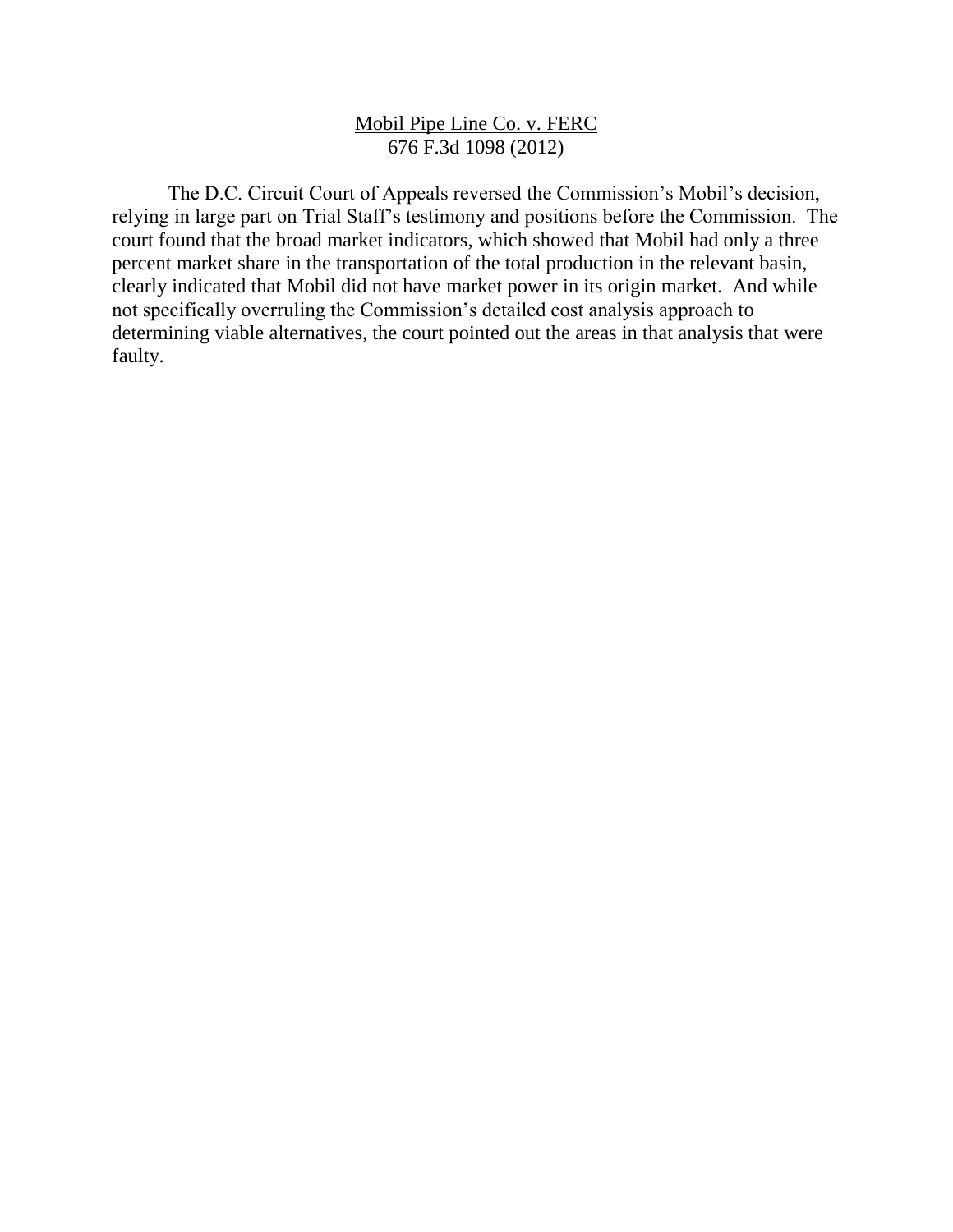<u>Mobil Pipe Line Co. v. FERC</u>
676 F.3d 1098 (2012)

The D.C. Circuit Court of Appeals reversed the Commission's Mobil's decision, relying in large part on Trial Staff's testimony and positions before the Commission. The court found that the broad market indicators, which showed that Mobil had only a three percent market share in the transportation of the total production in the relevant basin, clearly indicated that Mobil did not have market power in its origin market. And while not specifically overruling the Commission's detailed cost analysis approach to determining viable alternatives, the court pointed out the areas in that analysis that were faulty.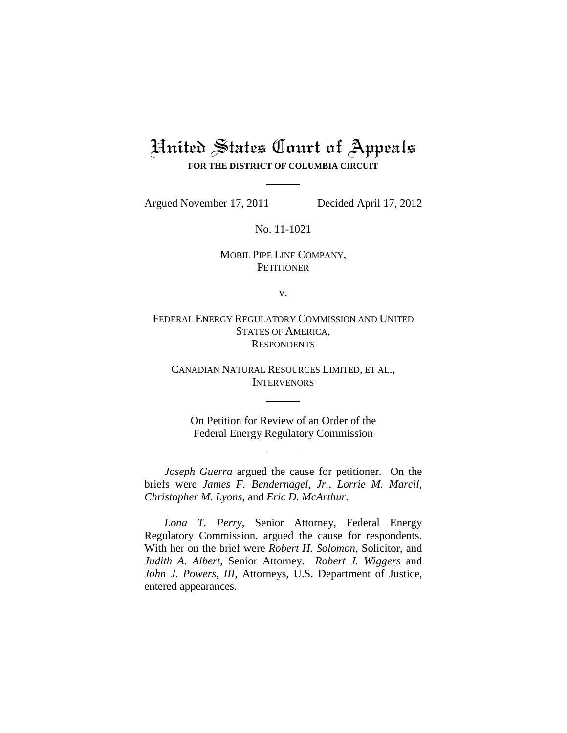# United States Court of Appeals

**FOR THE DISTRICT OF COLUMBIA CIRCUIT**

Argued November 17, 2011 Decided April 17, 2012

No. 11-1021

MOBIL PIPE LINE COMPANY,
PETITIONER

v.

FEDERAL ENERGY REGULATORY COMMISSION AND UNITED STATES OF AMERICA,
RESPONDENTS

CANADIAN NATURAL RESOURCES LIMITED, ET AL.,
INTERVENORS

On Petition for Review of an Order of the Federal Energy Regulatory Commission

*Joseph Guerra* argued the cause for petitioner. On the briefs were *James F. Bendernagel, Jr.*, *Lorrie M. Marcil*, *Christopher M. Lyons*, and *Eric D. McArthur*.

*Lona T. Perry*, Senior Attorney, Federal Energy Regulatory Commission, argued the cause for respondents. With her on the brief were *Robert H. Solomon*, Solicitor, and *Judith A. Albert*, Senior Attorney. *Robert J. Wiggers* and *John J. Powers, III*, Attorneys, U.S. Department of Justice, entered appearances.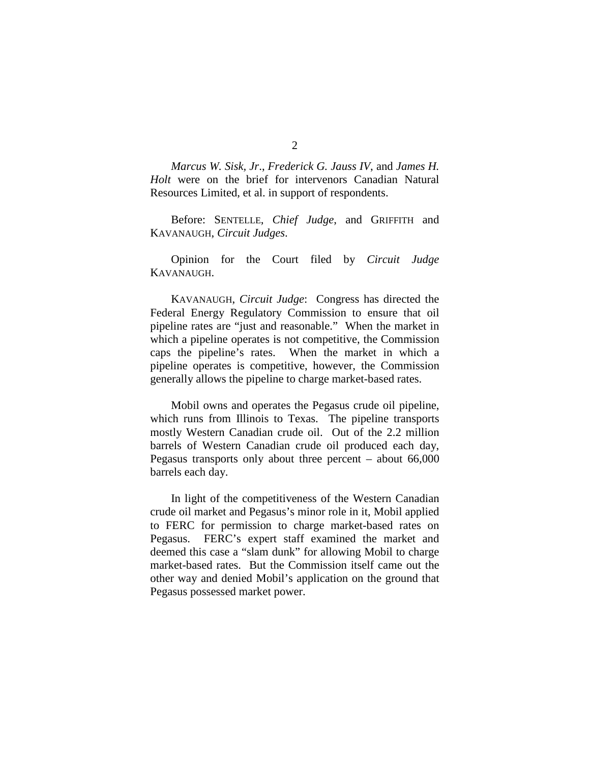*Marcus W. Sisk, Jr.*, *Frederick G. Jauss IV*, and *James H. Holt* were on the brief for intervenors Canadian Natural Resources Limited, et al. in support of respondents.

Before: SENTELLE, *Chief Judge*, and GRIFFITH and KAVANAUGH, *Circuit Judges*.

Opinion for the Court filed by *Circuit Judge* KAVANAUGH.

KAVANAUGH, *Circuit Judge*: Congress has directed the Federal Energy Regulatory Commission to ensure that oil pipeline rates are "just and reasonable." When the market in which a pipeline operates is not competitive, the Commission caps the pipeline's rates. When the market in which a pipeline operates is competitive, however, the Commission generally allows the pipeline to charge market-based rates.

Mobil owns and operates the Pegasus crude oil pipeline, which runs from Illinois to Texas. The pipeline transports mostly Western Canadian crude oil. Out of the 2.2 million barrels of Western Canadian crude oil produced each day, Pegasus transports only about three percent – about 66,000 barrels each day.

In light of the competitiveness of the Western Canadian crude oil market and Pegasus's minor role in it, Mobil applied to FERC for permission to charge market-based rates on Pegasus. FERC's expert staff examined the market and deemed this case a "slam dunk" for allowing Mobil to charge market-based rates. But the Commission itself came out the other way and denied Mobil's application on the ground that Pegasus possessed market power.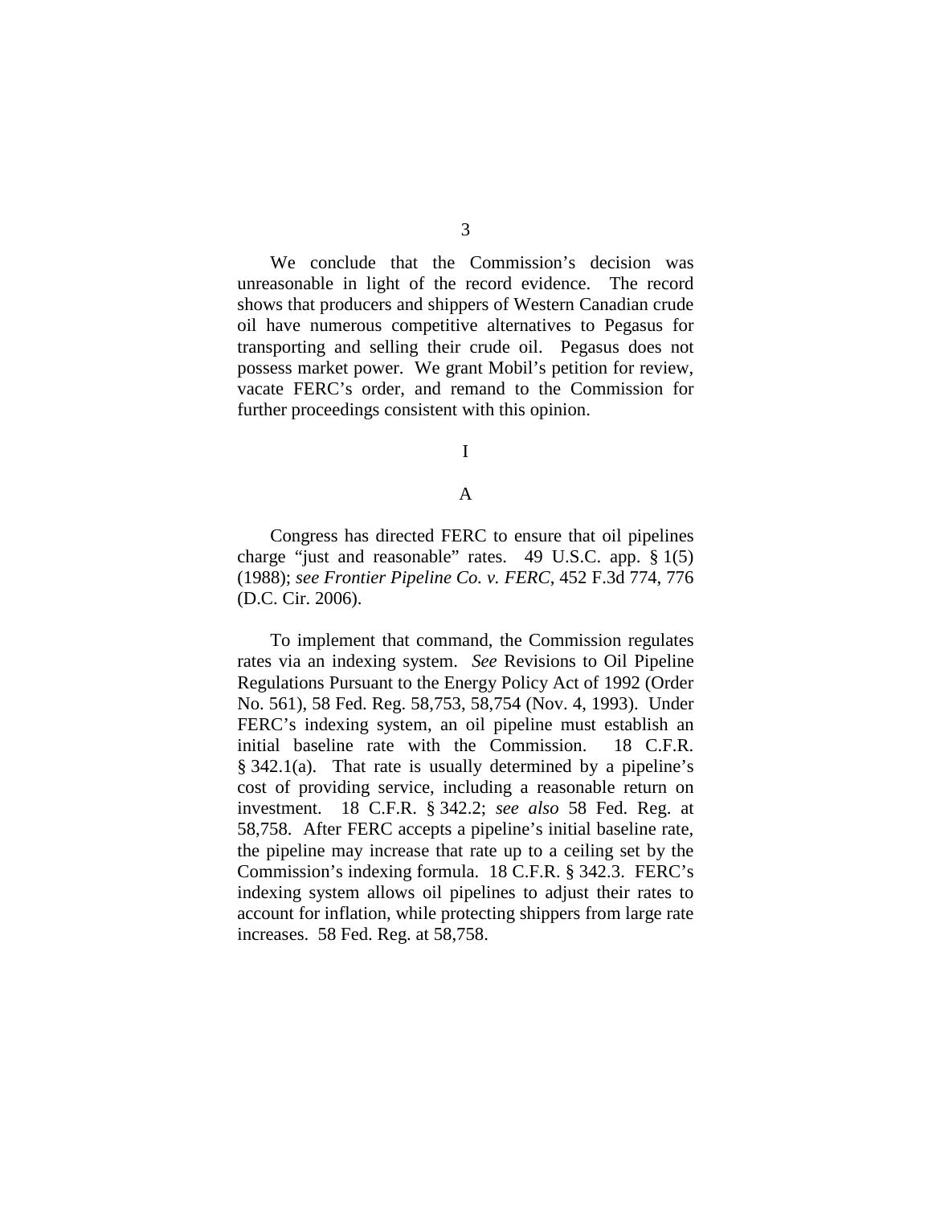We conclude that the Commission's decision was unreasonable in light of the record evidence. The record shows that producers and shippers of Western Canadian crude oil have numerous competitive alternatives to Pegasus for transporting and selling their crude oil. Pegasus does not possess market power. We grant Mobil's petition for review, vacate FERC's order, and remand to the Commission for further proceedings consistent with this opinion.

# I

## A

Congress has directed FERC to ensure that oil pipelines charge "just and reasonable" rates. 49 U.S.C. app. § 1(5) (1988); *see Frontier Pipeline Co. v. FERC*, 452 F.3d 774, 776 (D.C. Cir. 2006).

To implement that command, the Commission regulates rates via an indexing system. *See* Revisions to Oil Pipeline Regulations Pursuant to the Energy Policy Act of 1992 (Order No. 561), 58 Fed. Reg. 58,753, 58,754 (Nov. 4, 1993). Under FERC's indexing system, an oil pipeline must establish an initial baseline rate with the Commission. 18 C.F.R. § 342.1(a). That rate is usually determined by a pipeline's cost of providing service, including a reasonable return on investment. 18 C.F.R. § 342.2; *see also* 58 Fed. Reg. at 58,758. After FERC accepts a pipeline's initial baseline rate, the pipeline may increase that rate up to a ceiling set by the Commission's indexing formula. 18 C.F.R. § 342.3. FERC's indexing system allows oil pipelines to adjust their rates to account for inflation, while protecting shippers from large rate increases. 58 Fed. Reg. at 58,758.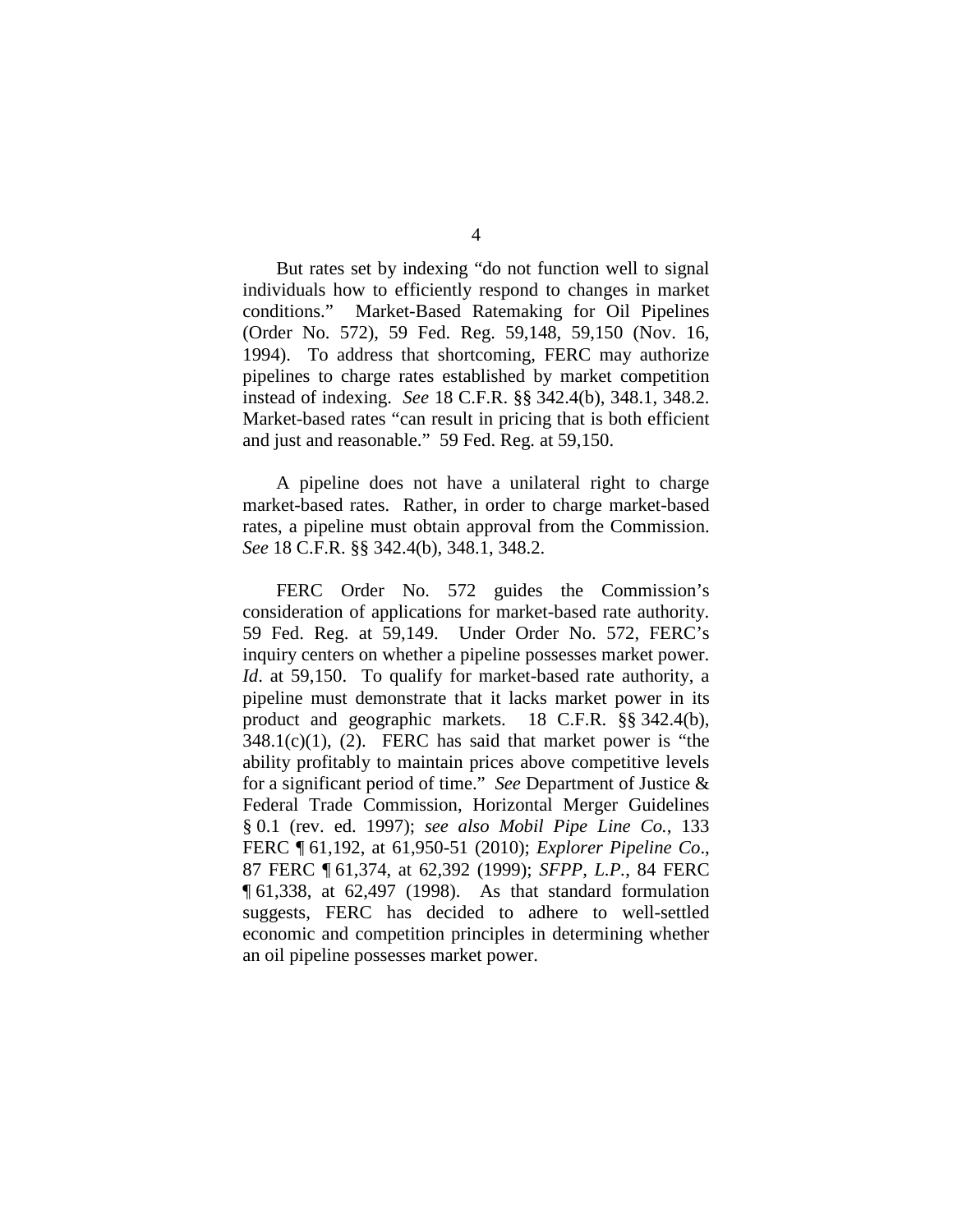But rates set by indexing "do not function well to signal individuals how to efficiently respond to changes in market conditions." Market-Based Ratemaking for Oil Pipelines (Order No. 572), 59 Fed. Reg. 59,148, 59,150 (Nov. 16, 1994). To address that shortcoming, FERC may authorize pipelines to charge rates established by market competition instead of indexing. *See* 18 C.F.R. §§ 342.4(b), 348.1, 348.2. Market-based rates "can result in pricing that is both efficient and just and reasonable." 59 Fed. Reg. at 59,150.

A pipeline does not have a unilateral right to charge market-based rates. Rather, in order to charge market-based rates, a pipeline must obtain approval from the Commission. *See* 18 C.F.R. §§ 342.4(b), 348.1, 348.2.

FERC Order No. 572 guides the Commission's consideration of applications for market-based rate authority. 59 Fed. Reg. at 59,149. Under Order No. 572, FERC's inquiry centers on whether a pipeline possesses market power. *Id*. at 59,150. To qualify for market-based rate authority, a pipeline must demonstrate that it lacks market power in its product and geographic markets. 18 C.F.R. §§ 342.4(b), 348.1(c)(1), (2). FERC has said that market power is "the ability profitably to maintain prices above competitive levels for a significant period of time." *See* Department of Justice & Federal Trade Commission, Horizontal Merger Guidelines § 0.1 (rev. ed. 1997); *see also Mobil Pipe Line Co.*, 133 FERC ¶ 61,192, at 61,950-51 (2010); *Explorer Pipeline Co*., 87 FERC ¶ 61,374, at 62,392 (1999); *SFPP, L.P.*, 84 FERC ¶ 61,338, at 62,497 (1998). As that standard formulation suggests, FERC has decided to adhere to well-settled economic and competition principles in determining whether an oil pipeline possesses market power.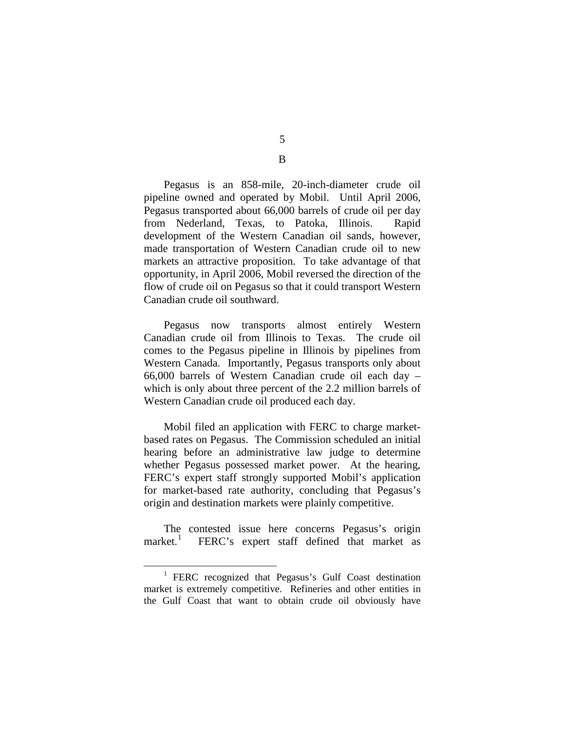## B

Pegasus is an 858-mile, 20-inch-diameter crude oil pipeline owned and operated by Mobil. Until April 2006, Pegasus transported about 66,000 barrels of crude oil per day from Nederland, Texas, to Patoka, Illinois. Rapid development of the Western Canadian oil sands, however, made transportation of Western Canadian crude oil to new markets an attractive proposition. To take advantage of that opportunity, in April 2006, Mobil reversed the direction of the flow of crude oil on Pegasus so that it could transport Western Canadian crude oil southward.

Pegasus now transports almost entirely Western Canadian crude oil from Illinois to Texas. The crude oil comes to the Pegasus pipeline in Illinois by pipelines from Western Canada. Importantly, Pegasus transports only about 66,000 barrels of Western Canadian crude oil each day – which is only about three percent of the 2.2 million barrels of Western Canadian crude oil produced each day.

Mobil filed an application with FERC to charge market-based rates on Pegasus. The Commission scheduled an initial hearing before an administrative law judge to determine whether Pegasus possessed market power. At the hearing, FERC's expert staff strongly supported Mobil's application for market-based rate authority, concluding that Pegasus's origin and destination markets were plainly competitive.

The contested issue here concerns Pegasus's origin market.[1] FERC's expert staff defined that market as

[1] FERC recognized that Pegasus's Gulf Coast destination market is extremely competitive. Refineries and other entities in the Gulf Coast that want to obtain crude oil obviously have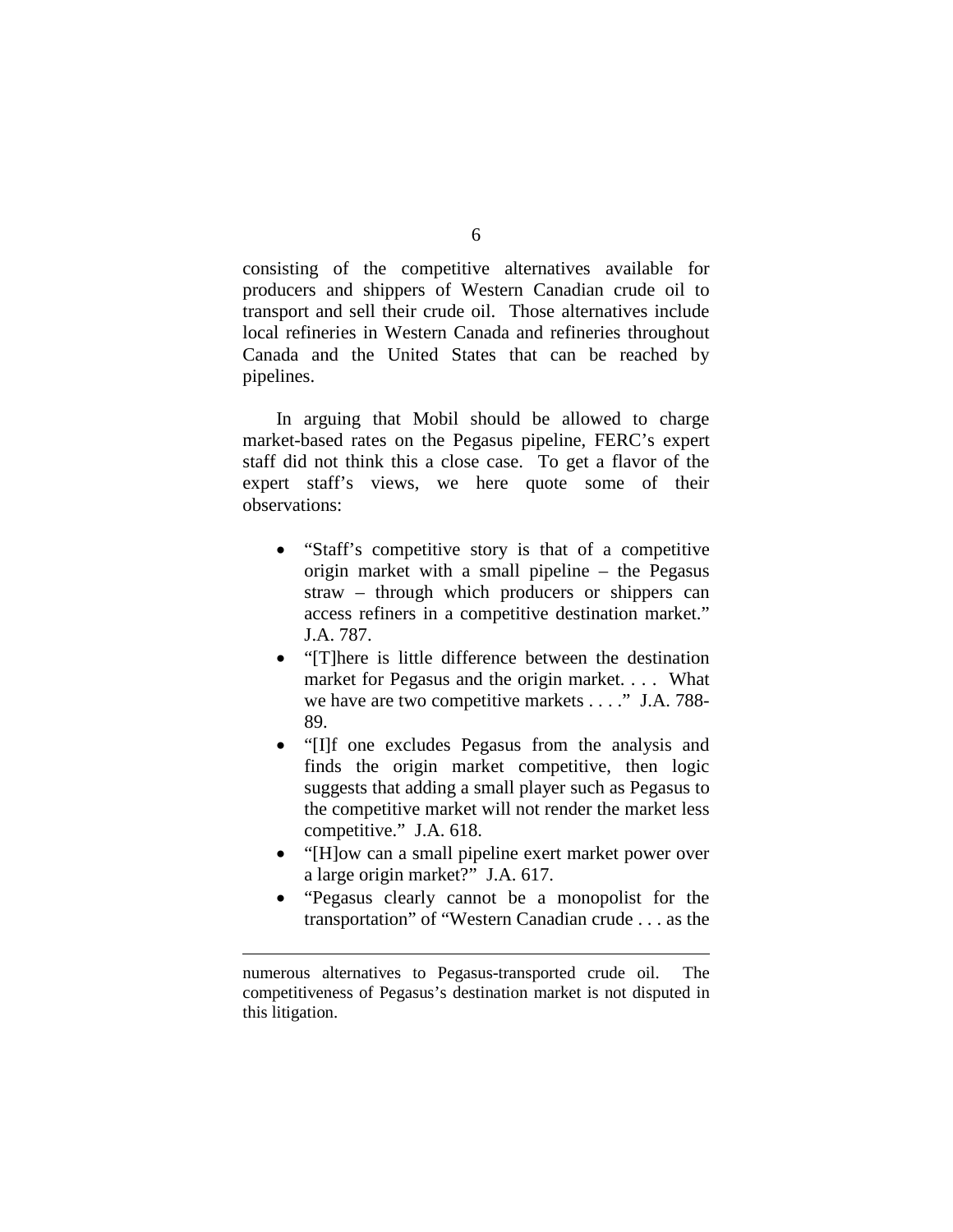consisting of the competitive alternatives available for producers and shippers of Western Canadian crude oil to transport and sell their crude oil. Those alternatives include local refineries in Western Canada and refineries throughout Canada and the United States that can be reached by pipelines.

In arguing that Mobil should be allowed to charge market-based rates on the Pegasus pipeline, FERC's expert staff did not think this a close case. To get a flavor of the expert staff's views, we here quote some of their observations:

- "Staff's competitive story is that of a competitive origin market with a small pipeline – the Pegasus straw – through which producers or shippers can access refiners in a competitive destination market." J.A. 787.
- "[T]here is little difference between the destination market for Pegasus and the origin market. . . . What we have are two competitive markets . . . ." J.A. 788-89.
- "[I]f one excludes Pegasus from the analysis and finds the origin market competitive, then logic suggests that adding a small player such as Pegasus to the competitive market will not render the market less competitive." J.A. 618.
- "[H]ow can a small pipeline exert market power over a large origin market?" J.A. 617.
- "Pegasus clearly cannot be a monopolist for the transportation" of "Western Canadian crude . . . as the

---

numerous alternatives to Pegasus-transported crude oil. The competitiveness of Pegasus's destination market is not disputed in this litigation.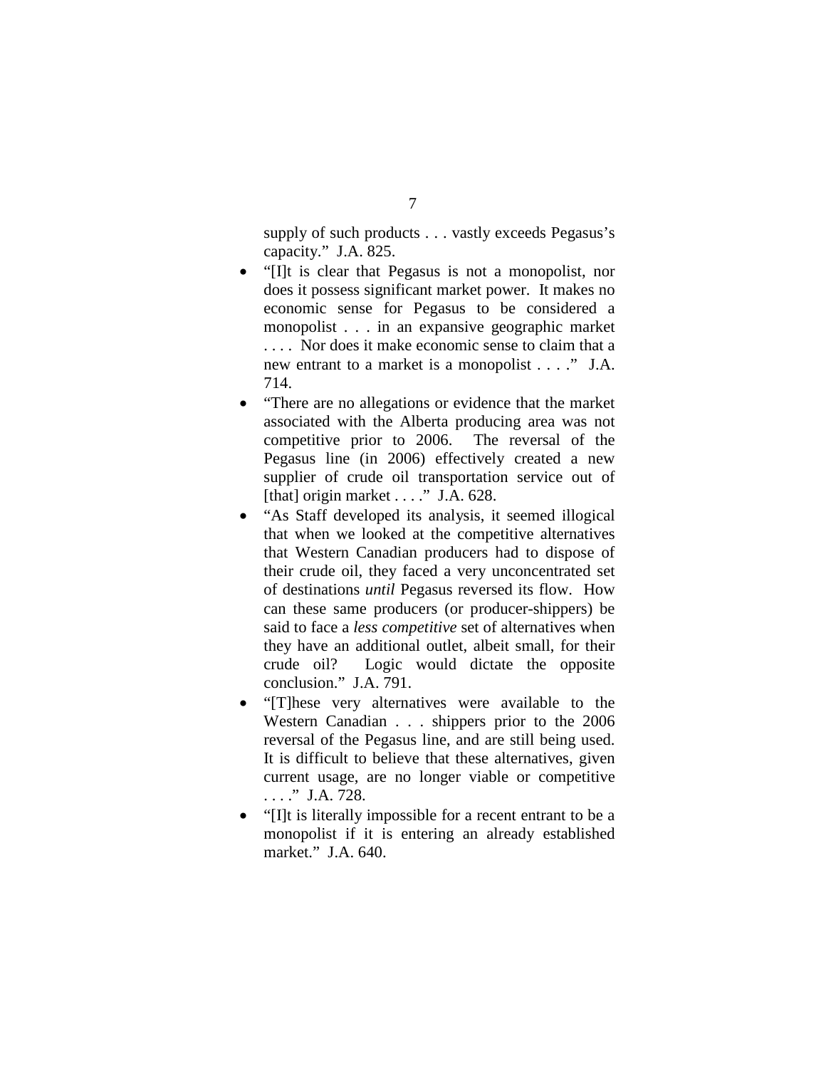supply of such products . . . vastly exceeds Pegasus's capacity." J.A. 825.

- "[I]t is clear that Pegasus is not a monopolist, nor does it possess significant market power. It makes no economic sense for Pegasus to be considered a monopolist . . . in an expansive geographic market . . . . Nor does it make economic sense to claim that a new entrant to a market is a monopolist . . . ." J.A. 714.
- "There are no allegations or evidence that the market associated with the Alberta producing area was not competitive prior to 2006. The reversal of the Pegasus line (in 2006) effectively created a new supplier of crude oil transportation service out of [that] origin market . . . ." J.A. 628.
- "As Staff developed its analysis, it seemed illogical that when we looked at the competitive alternatives that Western Canadian producers had to dispose of their crude oil, they faced a very unconcentrated set of destinations *until* Pegasus reversed its flow. How can these same producers (or producer-shippers) be said to face a *less competitive* set of alternatives when they have an additional outlet, albeit small, for their crude oil? Logic would dictate the opposite conclusion." J.A. 791.
- "[T]hese very alternatives were available to the Western Canadian . . . shippers prior to the 2006 reversal of the Pegasus line, and are still being used. It is difficult to believe that these alternatives, given current usage, are no longer viable or competitive . . . ." J.A. 728.
- "[I]t is literally impossible for a recent entrant to be a monopolist if it is entering an already established market." J.A. 640.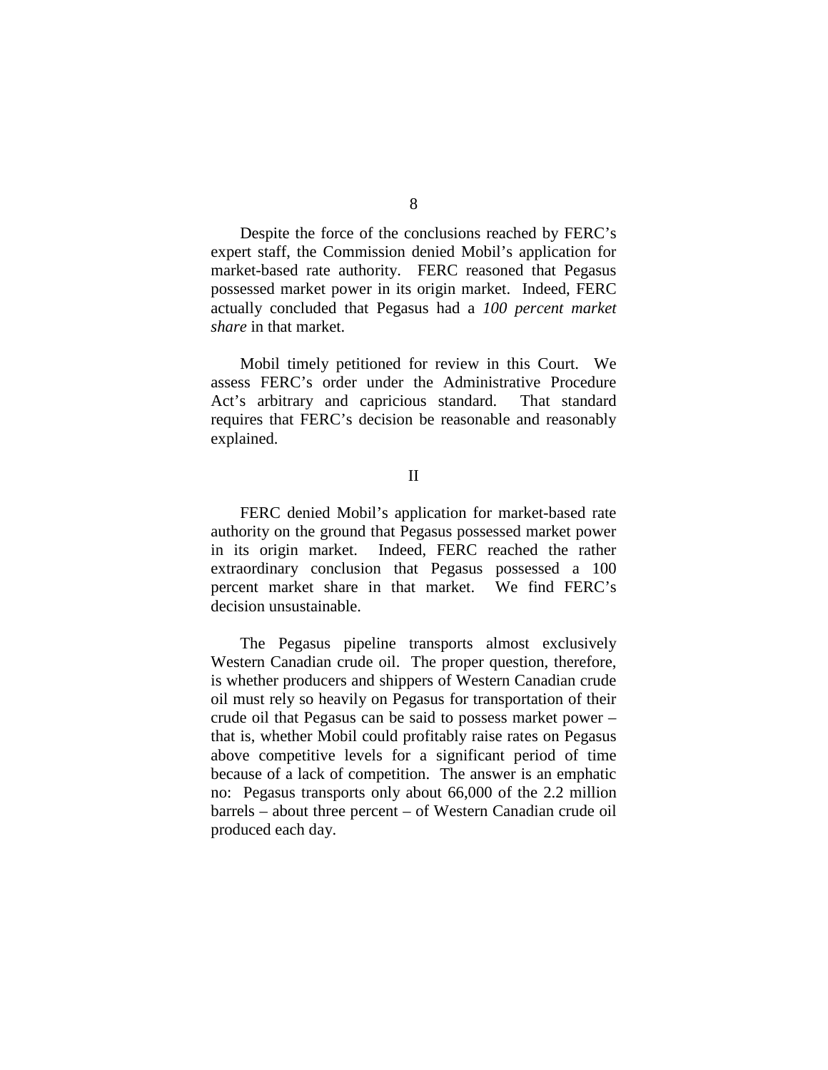Despite the force of the conclusions reached by FERC's expert staff, the Commission denied Mobil's application for market-based rate authority. FERC reasoned that Pegasus possessed market power in its origin market. Indeed, FERC actually concluded that Pegasus had a *100 percent market share* in that market.

Mobil timely petitioned for review in this Court. We assess FERC's order under the Administrative Procedure Act's arbitrary and capricious standard. That standard requires that FERC's decision be reasonable and reasonably explained.

## II

FERC denied Mobil's application for market-based rate authority on the ground that Pegasus possessed market power in its origin market. Indeed, FERC reached the rather extraordinary conclusion that Pegasus possessed a 100 percent market share in that market. We find FERC's decision unsustainable.

The Pegasus pipeline transports almost exclusively Western Canadian crude oil. The proper question, therefore, is whether producers and shippers of Western Canadian crude oil must rely so heavily on Pegasus for transportation of their crude oil that Pegasus can be said to possess market power – that is, whether Mobil could profitably raise rates on Pegasus above competitive levels for a significant period of time because of a lack of competition. The answer is an emphatic no: Pegasus transports only about 66,000 of the 2.2 million barrels – about three percent – of Western Canadian crude oil produced each day.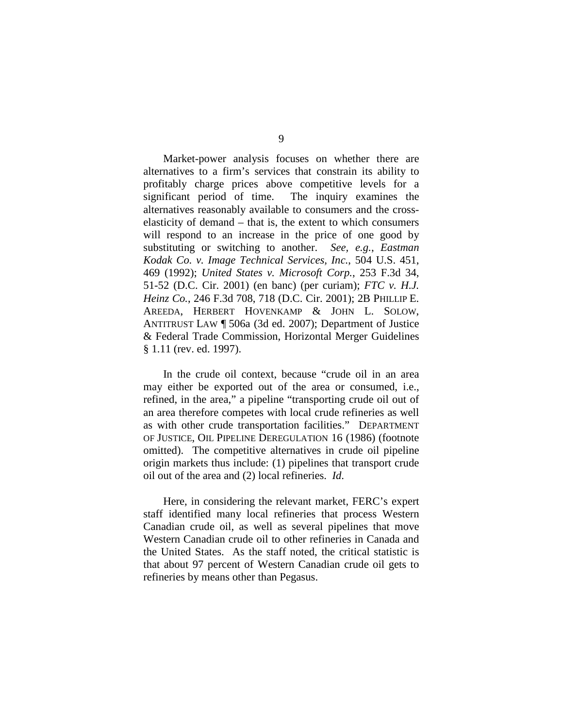Market-power analysis focuses on whether there are alternatives to a firm's services that constrain its ability to profitably charge prices above competitive levels for a significant period of time. The inquiry examines the alternatives reasonably available to consumers and the cross-elasticity of demand – that is, the extent to which consumers will respond to an increase in the price of one good by substituting or switching to another. *See, e.g.*, *Eastman Kodak Co. v. Image Technical Services, Inc.*, 504 U.S. 451, 469 (1992); *United States v. Microsoft Corp.*, 253 F.3d 34, 51-52 (D.C. Cir. 2001) (en banc) (per curiam); *FTC v. H.J. Heinz Co.*, 246 F.3d 708, 718 (D.C. Cir. 2001); 2B PHILLIP E. AREEDA, HERBERT HOVENKAMP & JOHN L. SOLOW, ANTITRUST LAW ¶ 506a (3d ed. 2007); Department of Justice & Federal Trade Commission, Horizontal Merger Guidelines § 1.11 (rev. ed. 1997).

In the crude oil context, because "crude oil in an area may either be exported out of the area or consumed, i.e., refined, in the area," a pipeline "transporting crude oil out of an area therefore competes with local crude refineries as well as with other crude transportation facilities." DEPARTMENT OF JUSTICE, OIL PIPELINE DEREGULATION 16 (1986) (footnote omitted). The competitive alternatives in crude oil pipeline origin markets thus include: (1) pipelines that transport crude oil out of the area and (2) local refineries. *Id.*

Here, in considering the relevant market, FERC's expert staff identified many local refineries that process Western Canadian crude oil, as well as several pipelines that move Western Canadian crude oil to other refineries in Canada and the United States. As the staff noted, the critical statistic is that about 97 percent of Western Canadian crude oil gets to refineries by means other than Pegasus.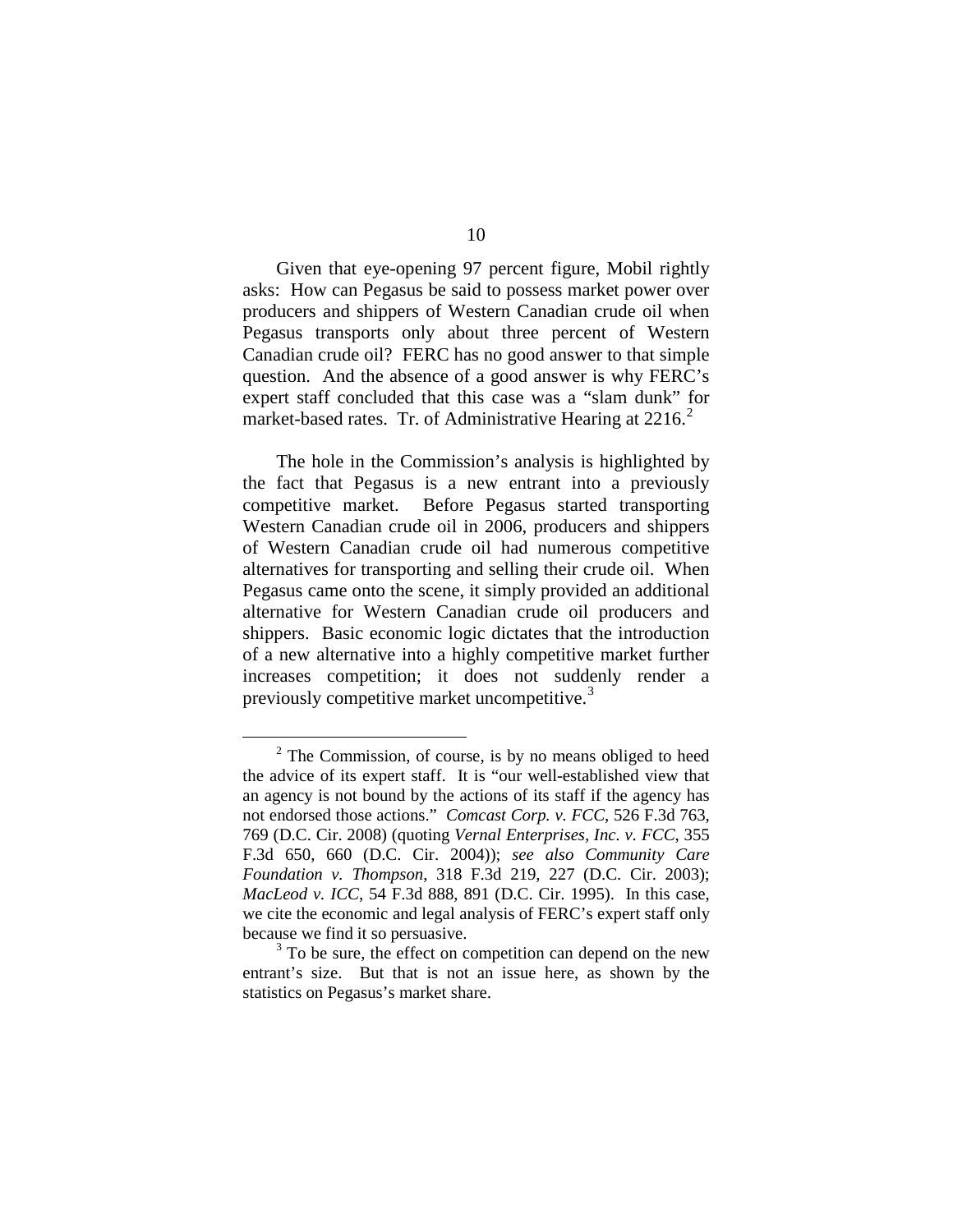Given that eye-opening 97 percent figure, Mobil rightly asks: How can Pegasus be said to possess market power over producers and shippers of Western Canadian crude oil when Pegasus transports only about three percent of Western Canadian crude oil? FERC has no good answer to that simple question. And the absence of a good answer is why FERC's expert staff concluded that this case was a "slam dunk" for market-based rates. Tr. of Administrative Hearing at 2216.[2]

The hole in the Commission's analysis is highlighted by the fact that Pegasus is a new entrant into a previously competitive market. Before Pegasus started transporting Western Canadian crude oil in 2006, producers and shippers of Western Canadian crude oil had numerous competitive alternatives for transporting and selling their crude oil. When Pegasus came onto the scene, it simply provided an additional alternative for Western Canadian crude oil producers and shippers. Basic economic logic dictates that the introduction of a new alternative into a highly competitive market further increases competition; it does not suddenly render a previously competitive market uncompetitive.[3]

---

[2] The Commission, of course, is by no means obliged to heed the advice of its expert staff. It is "our well-established view that an agency is not bound by the actions of its staff if the agency has not endorsed those actions." *Comcast Corp. v. FCC*, 526 F.3d 763, 769 (D.C. Cir. 2008) (quoting *Vernal Enterprises, Inc. v. FCC*, 355 F.3d 650, 660 (D.C. Cir. 2004)); *see also Community Care Foundation v. Thompson*, 318 F.3d 219, 227 (D.C. Cir. 2003); *MacLeod v. ICC*, 54 F.3d 888, 891 (D.C. Cir. 1995). In this case, we cite the economic and legal analysis of FERC's expert staff only because we find it so persuasive.

[3] To be sure, the effect on competition can depend on the new entrant's size. But that is not an issue here, as shown by the statistics on Pegasus's market share.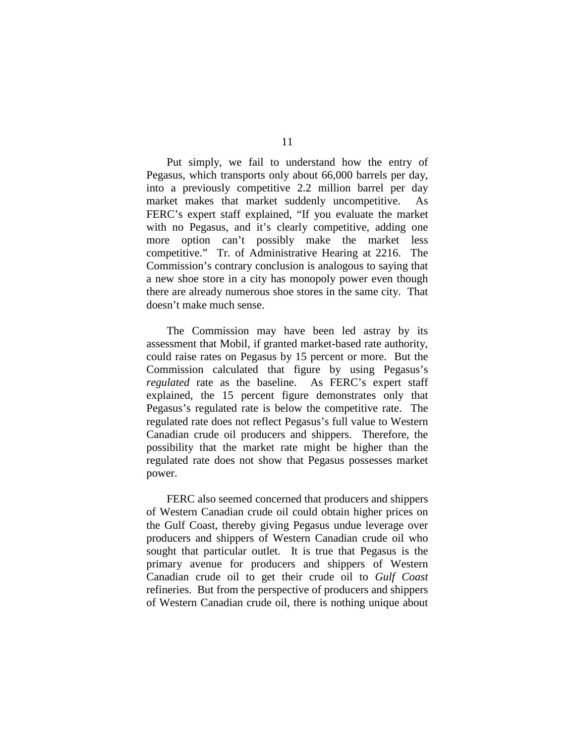Put simply, we fail to understand how the entry of Pegasus, which transports only about 66,000 barrels per day, into a previously competitive 2.2 million barrel per day market makes that market suddenly uncompetitive. As FERC's expert staff explained, "If you evaluate the market with no Pegasus, and it's clearly competitive, adding one more option can't possibly make the market less competitive." Tr. of Administrative Hearing at 2216. The Commission's contrary conclusion is analogous to saying that a new shoe store in a city has monopoly power even though there are already numerous shoe stores in the same city. That doesn't make much sense.

The Commission may have been led astray by its assessment that Mobil, if granted market-based rate authority, could raise rates on Pegasus by 15 percent or more. But the Commission calculated that figure by using Pegasus's *regulated* rate as the baseline. As FERC's expert staff explained, the 15 percent figure demonstrates only that Pegasus's regulated rate is below the competitive rate. The regulated rate does not reflect Pegasus's full value to Western Canadian crude oil producers and shippers. Therefore, the possibility that the market rate might be higher than the regulated rate does not show that Pegasus possesses market power.

FERC also seemed concerned that producers and shippers of Western Canadian crude oil could obtain higher prices on the Gulf Coast, thereby giving Pegasus undue leverage over producers and shippers of Western Canadian crude oil who sought that particular outlet. It is true that Pegasus is the primary avenue for producers and shippers of Western Canadian crude oil to get their crude oil to *Gulf Coast* refineries. But from the perspective of producers and shippers of Western Canadian crude oil, there is nothing unique about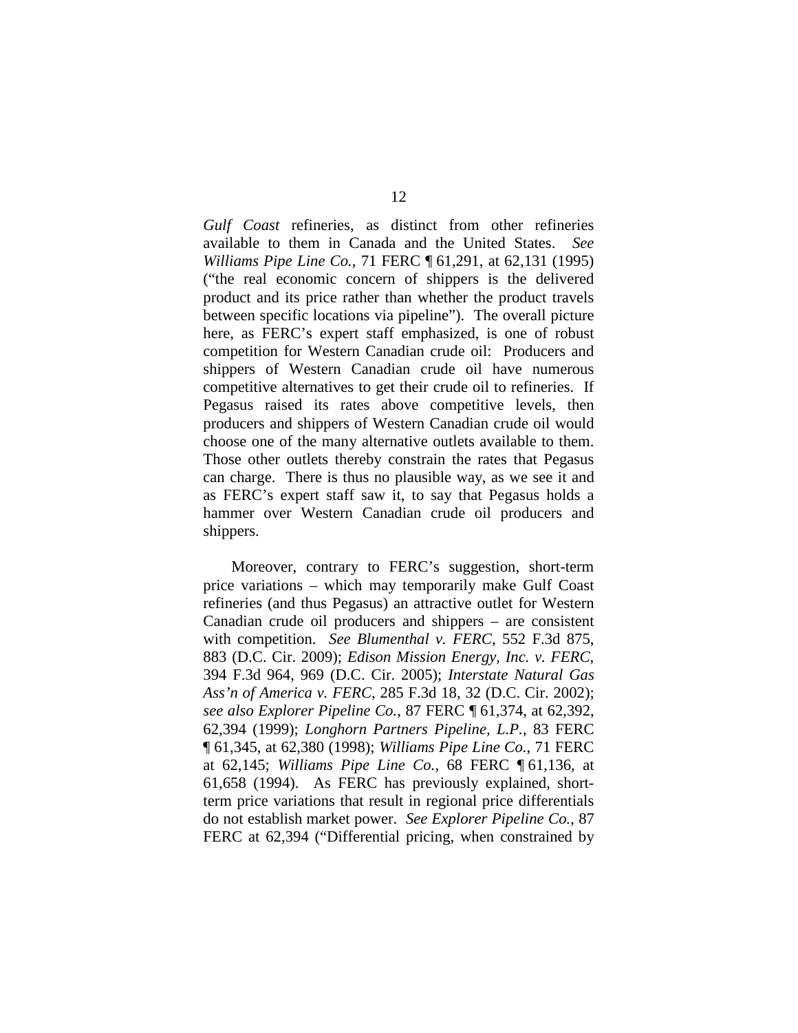*Gulf Coast* refineries, as distinct from other refineries available to them in Canada and the United States. *See Williams Pipe Line Co.*, 71 FERC ¶ 61,291, at 62,131 (1995) ("the real economic concern of shippers is the delivered product and its price rather than whether the product travels between specific locations via pipeline"). The overall picture here, as FERC's expert staff emphasized, is one of robust competition for Western Canadian crude oil: Producers and shippers of Western Canadian crude oil have numerous competitive alternatives to get their crude oil to refineries. If Pegasus raised its rates above competitive levels, then producers and shippers of Western Canadian crude oil would choose one of the many alternative outlets available to them. Those other outlets thereby constrain the rates that Pegasus can charge. There is thus no plausible way, as we see it and as FERC's expert staff saw it, to say that Pegasus holds a hammer over Western Canadian crude oil producers and shippers.

Moreover, contrary to FERC's suggestion, short-term price variations – which may temporarily make Gulf Coast refineries (and thus Pegasus) an attractive outlet for Western Canadian crude oil producers and shippers – are consistent with competition. *See Blumenthal v. FERC*, 552 F.3d 875, 883 (D.C. Cir. 2009); *Edison Mission Energy, Inc. v. FERC*, 394 F.3d 964, 969 (D.C. Cir. 2005); *Interstate Natural Gas Ass'n of America v. FERC*, 285 F.3d 18, 32 (D.C. Cir. 2002); *see also Explorer Pipeline Co.*, 87 FERC ¶ 61,374, at 62,392, 62,394 (1999); *Longhorn Partners Pipeline, L.P.*, 83 FERC ¶ 61,345, at 62,380 (1998); *Williams Pipe Line Co.*, 71 FERC at 62,145; *Williams Pipe Line Co.*, 68 FERC ¶ 61,136, at 61,658 (1994). As FERC has previously explained, short-term price variations that result in regional price differentials do not establish market power. *See Explorer Pipeline Co.*, 87 FERC at 62,394 ("Differential pricing, when constrained by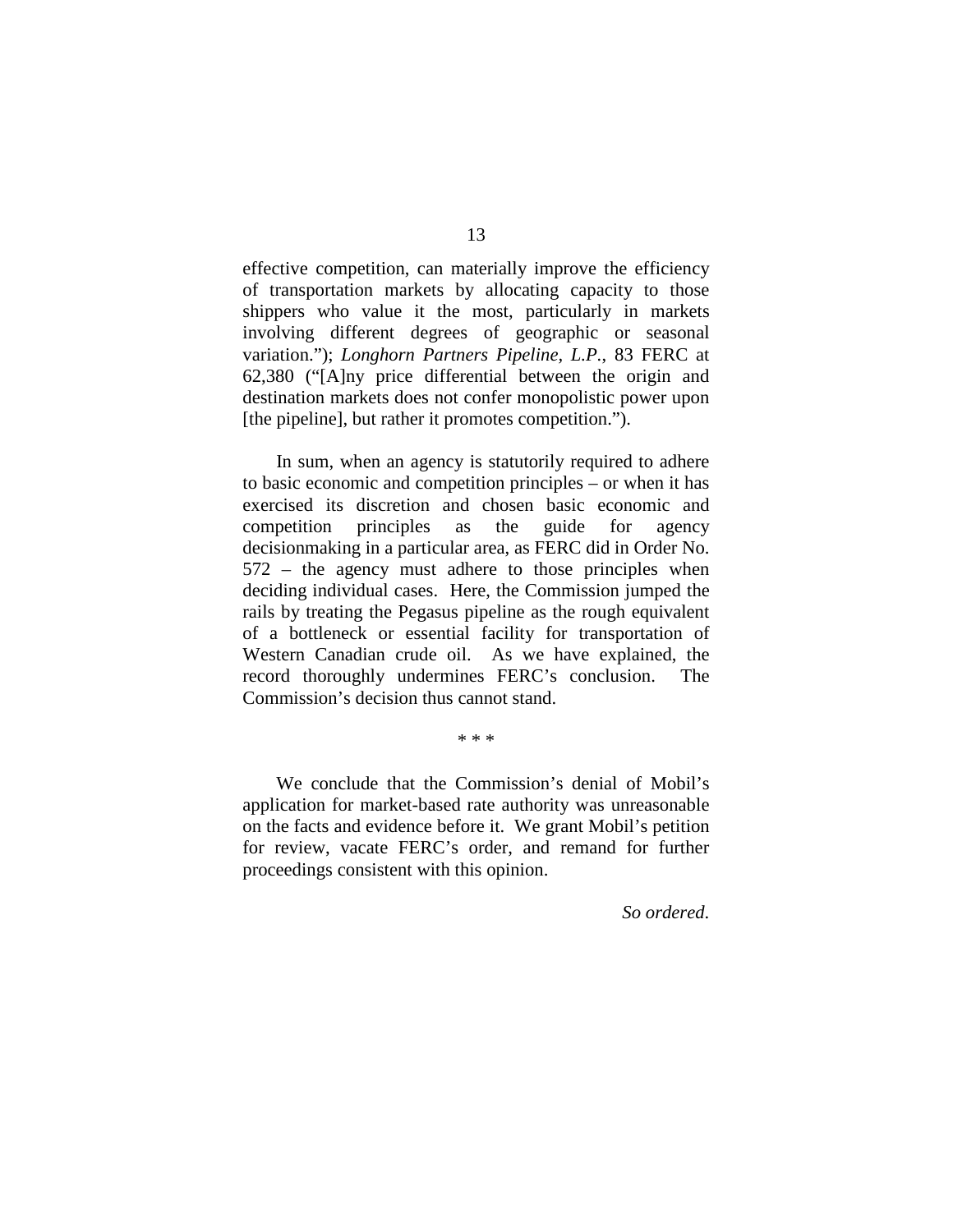effective competition, can materially improve the efficiency of transportation markets by allocating capacity to those shippers who value it the most, particularly in markets involving different degrees of geographic or seasonal variation."); *Longhorn Partners Pipeline, L.P.*, 83 FERC at 62,380 ("[A]ny price differential between the origin and destination markets does not confer monopolistic power upon [the pipeline], but rather it promotes competition.").

In sum, when an agency is statutorily required to adhere to basic economic and competition principles – or when it has exercised its discretion and chosen basic economic and competition principles as the guide for agency decisionmaking in a particular area, as FERC did in Order No. 572 – the agency must adhere to those principles when deciding individual cases. Here, the Commission jumped the rails by treating the Pegasus pipeline as the rough equivalent of a bottleneck or essential facility for transportation of Western Canadian crude oil. As we have explained, the record thoroughly undermines FERC's conclusion. The Commission's decision thus cannot stand.

\* \* \*

We conclude that the Commission's denial of Mobil's application for market-based rate authority was unreasonable on the facts and evidence before it. We grant Mobil's petition for review, vacate FERC's order, and remand for further proceedings consistent with this opinion.

*So ordered*.